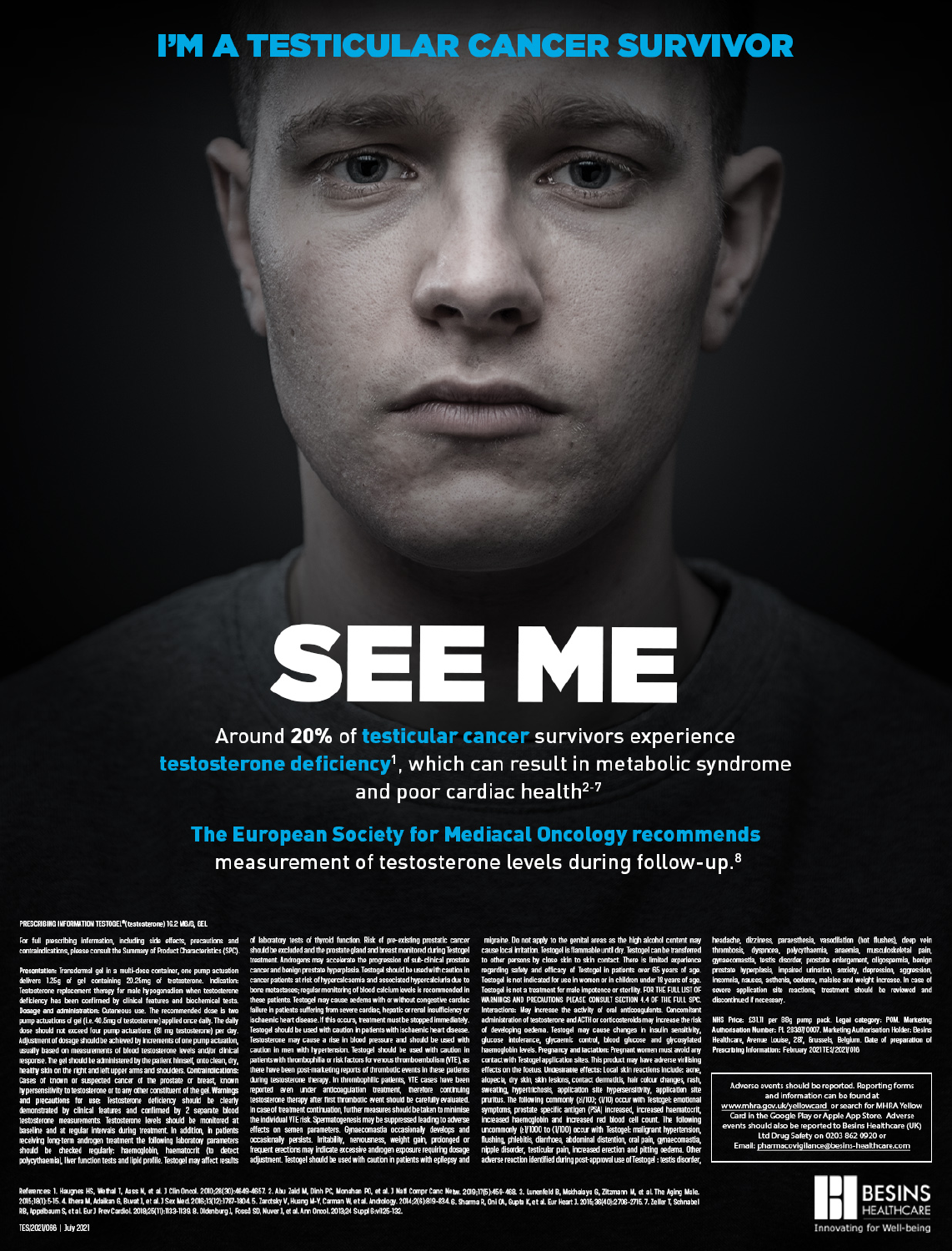# I'M A TESTICULAR CANCER SURVIVOR

# SEE ME

Around **20%** of **testicular cancer** survivors experience **testosterone deficiency**[1], which can result in metabolic syndrome and poor cardiac health[2-7]

**The European Society for Mediacal Oncology recommends** measurement of testosterone levels during follow-up.[8]

**PRESCRIBING INFORMATION TESTOGEL®(testosterone) 16.2 MG/G, GEL**

For full prescribing information, including side effects, precautions and contraindications, please consult the Summary of Product Characteristics (SPC).

**Presentation:** Transdermal gel in a multi-dose container, one pump actuation delivers 1.25g of gel containing 20.25mg of testosterone. **Indication:** Testosterone replacement therapy for male hypogonadism when testosterone deficiency has been confirmed by clinical features and biochemical tests. **Dosage and administration:** Cutaneous use. The recommended dose is two pump actuations of gel (i.e. 40.5mg of testosterone) applied once daily. The daily dose should not exceed four pump actuations (81 mg testosterone) per day. Adjustment of dosage should be achieved by increments of one pump actuation, usually based on measurements of blood testosterone levels and/or clinical response. The gel should be administered by the patient himself, onto clean, dry, healthy skin on the right and left upper arms and shoulders. **Contraindications:** Cases of known or suspected cancer of the prostate or breast, known hypersensitivity to testosterone or to any other constituent of the gel. **Warnings and precautions for use:** Testosterone deficiency should be clearly demonstrated by clinical features and confirmed by 2 separate blood testosterone measurements. Testosterone levels should be monitored at baseline and at regular intervals during treatment. In addition, in patients receiving long-term androgen treatment the following laboratory parameters should be checked regularly: haemoglobin, haematocrit (to detect polycythaemia), liver function tests and lipid profile. Testogel may affect results of laboratory tests of thyroid function. Risk of pre-existing prostatic cancer should be excluded and the prostate gland and breast monitored during Testogel treatment. Androgens may accelerate the progression of sub-clinical prostate cancer and benign prostate hyperplasia. Testogel should be used with caution in cancer patients at risk of hypercalcaemia and associated hypercalciuria due to bone metastases; regular monitoring of blood calcium levels is recommended in these patients. Testogel may cause oedema with or without congestive cardiac failure in patients suffering from severe cardiac, hepatic or renal insufficiency or ischaemic heart disease. If this occurs, treatment must be stopped immediately. Testogel should be used with caution in patients with ischaemic heart disease. Testosterone may cause a rise in blood pressure and should be used with caution in men with hypertension. Testogel should be used with caution in patients with thrombophilia or risk factors for venous thromboembolism (VTE), as there have been post-marketing reports of thrombotic events in these patients during testosterone therapy. In thrombophilic patients, VTE cases have been reported even under anticoagulation treatment, therefore continuing testosterone therapy after first thrombotic event should be carefully evaluated. In case of treatment continuation, further measures should be taken to minimise the individual VTE risk. Spermatogenesis may be suppressed leading to adverse effects on semen parameters. Gynaecomastia occasionally develops and occasionally persists. Irritability, nervousness, weight gain, prolonged or frequent erections may indicate excessive androgen exposure requiring dosage adjustment. Testogel should be used with caution in patients with epilepsy and migraine. Do not apply to the genital areas as the high alcohol content may cause local irritation. Testogel is flammable until dry. Testogel can be transferred to other persons by close skin to skin contact. There is limited experience regarding safety and efficacy of Testogel in patients over 65 years of age. Testogel is not indicated for use in women or in children under 18 years of age. Testogel is not a treatment for male impotence or sterility. FOR THE FULL LIST OF WARNINGS AND PRECAUTIONS PLEASE CONSULT SECTION 4.4 OF THE FULL SPC. **Interactions:** May increase the activity of oral anticoagulants. Concomitant administration of testosterone and ACTH or corticosteroids may increase the risk of developing oedema. Testogel may cause changes in insulin sensitivity, glucose intolerance, glycaemic control, blood glucose and glycosylated haemoglobin levels. **Pregnancy and lactation:** Pregnant women must avoid any contact with Testogel application sites. This product may have adverse virilising effects on the foetus. **Undesirable effects:** Local skin reactions include: acne, alopecia, dry skin, skin lesions, contact dermatitis, hair colour changes, rash, sweating, hypertrichosis, application site hypersensitivity, application site pruritus. The following commonly (≥1/100; <1/10) occur with Testogel: emotional symptoms, prostate specific antigen (PSA) increased, increased haematocrit, increased haemoglobin and increased red blood cell count. The following uncommonly (≥1/1000 to <1/100) occur with Testogel: malignant hypertension, flushing, phlebitis, diarrhoea, abdominal distention, oral pain, gynaecomastia, nipple disorder, testicular pain, increased erection and pitting oedema. Other adverse reaction identified during post-approval use of Testogel: testis disorder, headache, dizziness, paraesthesia, vasodilation (hot flushes), deep vein thrombosis, dyspnoea, polycythaemia, anaemia, musculoskeletal pain, gynaecomastia, testis disorder, prostate enlargement, oligospermia, benign prostate hyperplasia, impaired urination, anxiety, depression, aggression, insomnia, nausea, asthenia, oedema, malaise and weight increase. In case of severe application site reaction, treatment should be reviewed and discontinued if necessary.

**NHS Price:** £31.11 per 88g pump pack. **Legal category:** POM. **Marketing Authorisation Number:** PL 28397/0007. **Marketing Authorisation Holder:** Besins Healthcare, Avenue Louise, 287, Brussels, Belgium. **Date of preparation of Prescribing Information:** February 2021 TES/2021/010

Adverse events should be reported. Reporting forms and information can be found at www.mhra.gov.uk/yellowcard or search for MHRA Yellow Card in the Google Play or Apple App Store. Adverse events should also be reported to Besins Healthcare (UK) Ltd Drug Safety on 0203 862 0920 or Email: pharmacovigilance@besins-healthcare.com

References: 1. Haugnes HS, Wethal T, Aass N, et al. J Clin Oncol. 2010;28(30):4649-4657. 2. Abu Zaid M, Dinh PC, Monahan PO, et al. J Natl Compr Canc Netw. 2019;17(5):459-468. 3. Lunenfeld B, Mskhalaya G, Zitzmann M, et al. The Aging Male. 2015;18(1):5-15. 4. Rivera M, Adaikan G, Buvat J, et al. J Sex Med. 2016;13(12):1787-1804. 5. Zarotsky V, Huang M-Y, Carman W, et al. Andrology. 2014;2(6):819-834. 6. Sharma R, Oni OA, Gupta K, et al. Eur Heart J. 2015;36(40):2706-2715. 7. Zeller T, Schnabel RB, Appelbaum S, et al. Eur J Prev Cardiol. 2018;25(11):1133-1139. 8. Oldenburg J, Fosså SD, Nuver J, et al. Ann Oncol. 2013;24 Suppl 6:vi125-132.

TES/2021/086 | July 2021

BESINS HEALTHCARE

Innovating for Well-being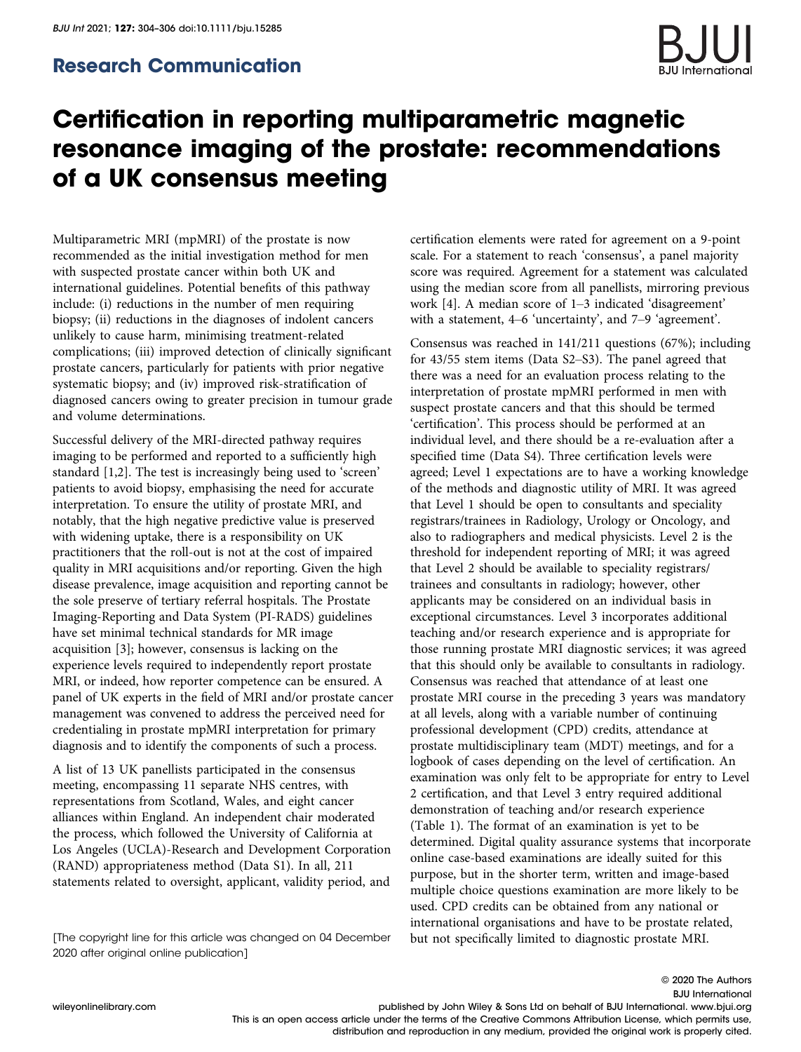## Research Communication

# Certification in reporting multiparametric magnetic resonance imaging of the prostate: recommendations of a UK consensus meeting

Multiparametric MRI (mpMRI) of the prostate is now recommended as the initial investigation method for men with suspected prostate cancer within both UK and international guidelines. Potential benefits of this pathway include: (i) reductions in the number of men requiring biopsy; (ii) reductions in the diagnoses of indolent cancers unlikely to cause harm, minimising treatment-related complications; (iii) improved detection of clinically significant prostate cancers, particularly for patients with prior negative systematic biopsy; and (iv) improved risk-stratification of diagnosed cancers owing to greater precision in tumour grade and volume determinations.

Successful delivery of the MRI-directed pathway requires imaging to be performed and reported to a sufficiently high standard [1,2]. The test is increasingly being used to 'screen' patients to avoid biopsy, emphasising the need for accurate interpretation. To ensure the utility of prostate MRI, and notably, that the high negative predictive value is preserved with widening uptake, there is a responsibility on UK practitioners that the roll-out is not at the cost of impaired quality in MRI acquisitions and/or reporting. Given the high disease prevalence, image acquisition and reporting cannot be the sole preserve of tertiary referral hospitals. The Prostate Imaging-Reporting and Data System (PI-RADS) guidelines have set minimal technical standards for MR image acquisition [3]; however, consensus is lacking on the experience levels required to independently report prostate MRI, or indeed, how reporter competence can be ensured. A panel of UK experts in the field of MRI and/or prostate cancer management was convened to address the perceived need for credentialing in prostate mpMRI interpretation for primary diagnosis and to identify the components of such a process.

A list of 13 UK panellists participated in the consensus meeting, encompassing 11 separate NHS centres, with representations from Scotland, Wales, and eight cancer alliances within England. An independent chair moderated the process, which followed the University of California at Los Angeles (UCLA)-Research and Development Corporation (RAND) appropriateness method (Data S1). In all, 211 statements related to oversight, applicant, validity period, and certification elements were rated for agreement on a 9-point scale. For a statement to reach 'consensus', a panel majority score was required. Agreement for a statement was calculated using the median score from all panellists, mirroring previous work [4]. A median score of 1–3 indicated 'disagreement' with a statement, 4–6 'uncertainty', and 7–9 'agreement'.

Consensus was reached in 141/211 questions (67%); including for 43/55 stem items (Data S2–S3). The panel agreed that there was a need for an evaluation process relating to the interpretation of prostate mpMRI performed in men with suspect prostate cancers and that this should be termed 'certification'. This process should be performed at an individual level, and there should be a re-evaluation after a specified time (Data S4). Three certification levels were agreed; Level 1 expectations are to have a working knowledge of the methods and diagnostic utility of MRI. It was agreed that Level 1 should be open to consultants and speciality registrars/trainees in Radiology, Urology or Oncology, and also to radiographers and medical physicists. Level 2 is the threshold for independent reporting of MRI; it was agreed that Level 2 should be available to speciality registrars/trainees and consultants in radiology; however, other applicants may be considered on an individual basis in exceptional circumstances. Level 3 incorporates additional teaching and/or research experience and is appropriate for those running prostate MRI diagnostic services; it was agreed that this should only be available to consultants in radiology. Consensus was reached that attendance of at least one prostate MRI course in the preceding 3 years was mandatory at all levels, along with a variable number of continuing professional development (CPD) credits, attendance at prostate multidisciplinary team (MDT) meetings, and for a logbook of cases depending on the level of certification. An examination was only felt to be appropriate for entry to Level 2 certification, and that Level 3 entry required additional demonstration of teaching and/or research experience (Table 1). The format of an examination is yet to be determined. Digital quality assurance systems that incorporate online case-based examinations are ideally suited for this purpose, but in the shorter term, written and image-based multiple choice questions examination are more likely to be used. CPD credits can be obtained from any national or international organisations and have to be prostate related, but not specifically limited to diagnostic prostate MRI.

[The copyright line for this article was changed on 04 December 2020 after original online publication]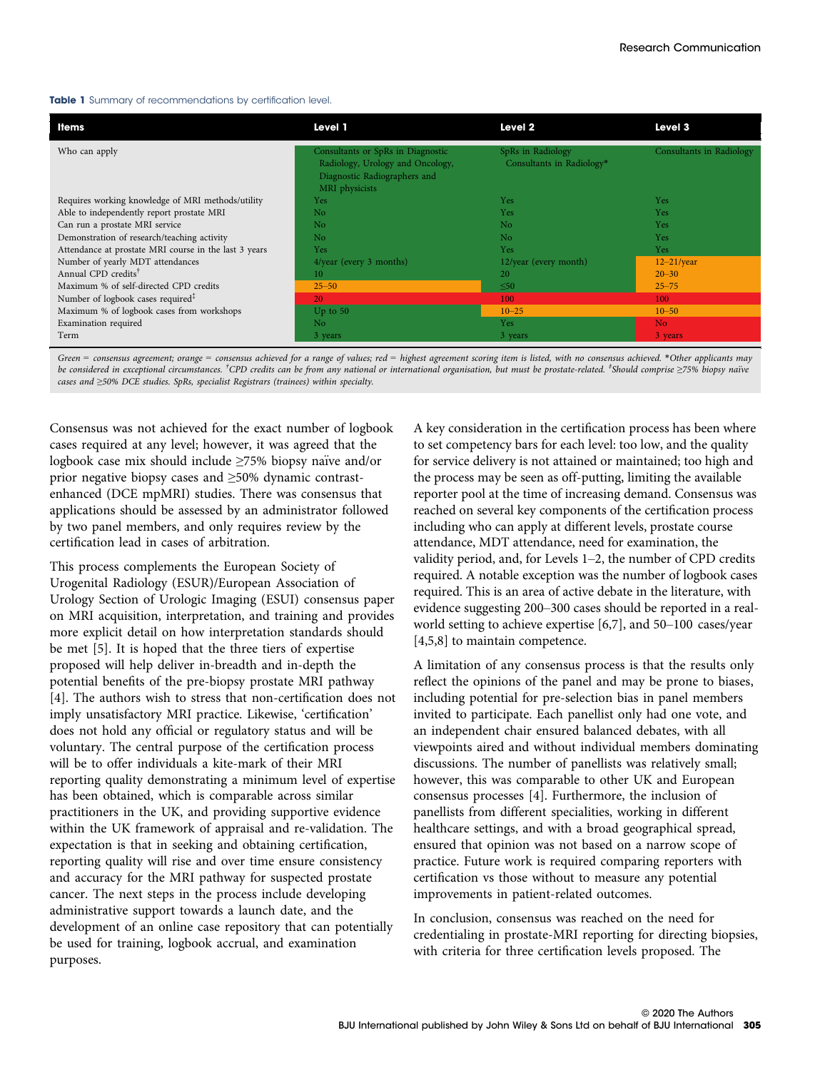**Table 1** Summary of recommendations by certification level.

| Items | Level 1 | Level 2 | Level 3 |
|---|---|---|---|
| Who can apply | Consultants or SpRs in Diagnostic Radiology, Urology and Oncology, Diagnostic Radiographers and MRI physicists | SpRs in Radiology Consultants in Radiology* | Consultants in Radiology |
| Requires working knowledge of MRI methods/utility | Yes | Yes | Yes |
| Able to independently report prostate MRI | No | Yes | Yes |
| Can run a prostate MRI service | No | No | Yes |
| Demonstration of research/teaching activity | No | No | Yes |
| Attendance at prostate MRI course in the last 3 years | Yes | Yes | Yes |
| Number of yearly MDT attendances | 4/year (every 3 months) | 12/year (every month) | 12–21/year |
| Annual CPD credits† | 10 | 20 | 20–30 |
| Maximum % of self-directed CPD credits | 25–50 | ≤50 | 25–75 |
| Number of logbook cases required‡ | 20 | 100 | 100 |
| Maximum % of logbook cases from workshops | Up to 50 | 10–25 | 10–50 |
| Examination required | No | Yes | No |
| Term | 3 years | 3 years | 3 years |

*Green = consensus agreement; orange = consensus achieved for a range of values; red = highest agreement scoring item is listed, with no consensus achieved.* *\*Other applicants may be considered in exceptional circumstances. †CPD credits can be from any national or international organisation, but must be prostate-related. ‡Should comprise ≥75% biopsy naïve cases and ≥50% DCE studies. SpRs, specialist Registrars (trainees) within specialty.*

Consensus was not achieved for the exact number of logbook cases required at any level; however, it was agreed that the logbook case mix should include ≥75% biopsy naïve and/or prior negative biopsy cases and ≥50% dynamic contrast-enhanced (DCE mpMRI) studies. There was consensus that applications should be assessed by an administrator followed by two panel members, and only requires review by the certification lead in cases of arbitration.

This process complements the European Society of Urogenital Radiology (ESUR)/European Association of Urology Section of Urologic Imaging (ESUI) consensus paper on MRI acquisition, interpretation, and training and provides more explicit detail on how interpretation standards should be met [5]. It is hoped that the three tiers of expertise proposed will help deliver in-breadth and in-depth the potential benefits of the pre-biopsy prostate MRI pathway [4]. The authors wish to stress that non-certification does not imply unsatisfactory MRI practice. Likewise, 'certification' does not hold any official or regulatory status and will be voluntary. The central purpose of the certification process will be to offer individuals a kite-mark of their MRI reporting quality demonstrating a minimum level of expertise has been obtained, which is comparable across similar practitioners in the UK, and providing supportive evidence within the UK framework of appraisal and re-validation. The expectation is that in seeking and obtaining certification, reporting quality will rise and over time ensure consistency and accuracy for the MRI pathway for suspected prostate cancer. The next steps in the process include developing administrative support towards a launch date, and the development of an online case repository that can potentially be used for training, logbook accrual, and examination purposes.

A key consideration in the certification process has been where to set competency bars for each level: too low, and the quality for service delivery is not attained or maintained; too high and the process may be seen as off-putting, limiting the available reporter pool at the time of increasing demand. Consensus was reached on several key components of the certification process including who can apply at different levels, prostate course attendance, MDT attendance, need for examination, the validity period, and, for Levels 1–2, the number of CPD credits required. A notable exception was the number of logbook cases required. This is an area of active debate in the literature, with evidence suggesting 200–300 cases should be reported in a real-world setting to achieve expertise [6,7], and 50–100 cases/year [4,5,8] to maintain competence.

A limitation of any consensus process is that the results only reflect the opinions of the panel and may be prone to biases, including potential for pre-selection bias in panel members invited to participate. Each panellist only had one vote, and an independent chair ensured balanced debates, with all viewpoints aired and without individual members dominating discussions. The number of panellists was relatively small; however, this was comparable to other UK and European consensus processes [4]. Furthermore, the inclusion of panellists from different specialities, working in different healthcare settings, and with a broad geographical spread, ensured that opinion was not based on a narrow scope of practice. Future work is required comparing reporters with certification vs those without to measure any potential improvements in patient-related outcomes.

In conclusion, consensus was reached on the need for credentialing in prostate-MRI reporting for directing biopsies, with criteria for three certification levels proposed. The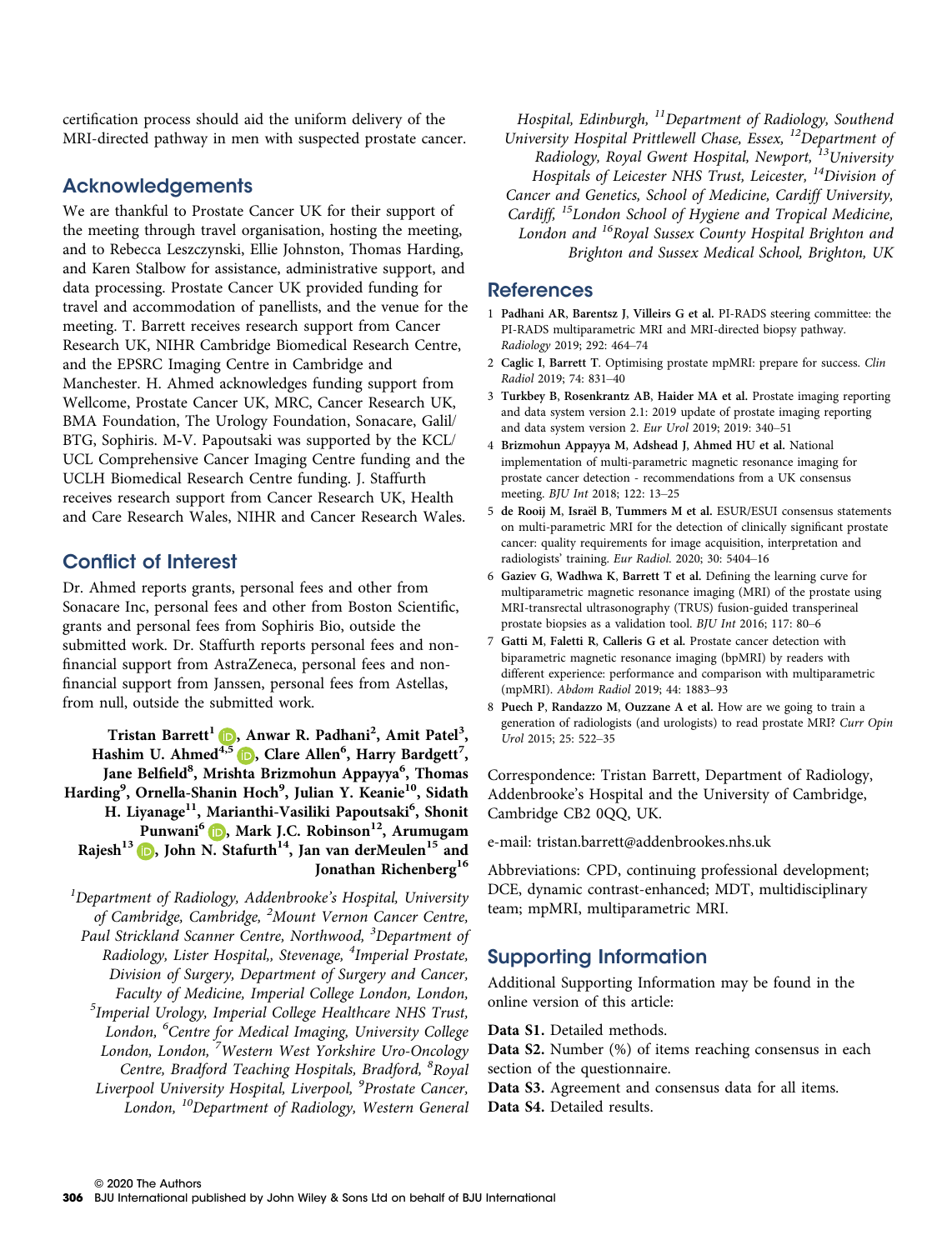certification process should aid the uniform delivery of the MRI-directed pathway in men with suspected prostate cancer.

## Acknowledgements

We are thankful to Prostate Cancer UK for their support of the meeting through travel organisation, hosting the meeting, and to Rebecca Leszczynski, Ellie Johnston, Thomas Harding, and Karen Stalbow for assistance, administrative support, and data processing. Prostate Cancer UK provided funding for travel and accommodation of panellists, and the venue for the meeting. T. Barrett receives research support from Cancer Research UK, NIHR Cambridge Biomedical Research Centre, and the EPSRC Imaging Centre in Cambridge and Manchester. H. Ahmed acknowledges funding support from Wellcome, Prostate Cancer UK, MRC, Cancer Research UK, BMA Foundation, The Urology Foundation, Sonacare, Galil/BTG, Sophiris. M-V. Papoutsaki was supported by the KCL/UCL Comprehensive Cancer Imaging Centre funding and the UCLH Biomedical Research Centre funding. J. Staffurth receives research support from Cancer Research UK, Health and Care Research Wales, NIHR and Cancer Research Wales.

## Conflict of Interest

Dr. Ahmed reports grants, personal fees and other from Sonacare Inc, personal fees and other from Boston Scientific, grants and personal fees from Sophiris Bio, outside the submitted work. Dr. Staffurth reports personal fees and non-financial support from AstraZeneca, personal fees and non-financial support from Janssen, personal fees from Astellas, from null, outside the submitted work.

**Tristan Barrett[1], Anwar R. Padhani[2], Amit Patel[3], Hashim U. Ahmed[4,5], Clare Allen[6], Harry Bardgett[7], Jane Belfield[8], Mrishta Brizmohun Appayya[6], Thomas Harding[9], Ornella-Shanin Hoch[9], Julian Y. Keanie[10], Sidath H. Liyanage[11], Marianthi-Vasiliki Papoutsaki[6], Shonit Punwani[6], Mark J.C. Robinson[12], Arumugam Rajesh[13], John N. Stafurth[14], Jan van derMeulen[15] and Jonathan Richenberg[16]**

*[1]Department of Radiology, Addenbrooke's Hospital, University of Cambridge, Cambridge, [2]Mount Vernon Cancer Centre, Paul Strickland Scanner Centre, Northwood, [3]Department of Radiology, Lister Hospital,, Stevenage, [4]Imperial Prostate, Division of Surgery, Department of Surgery and Cancer, Faculty of Medicine, Imperial College London, London, [5]Imperial Urology, Imperial College Healthcare NHS Trust, London, [6]Centre for Medical Imaging, University College London, London, [7]Western West Yorkshire Uro-Oncology Centre, Bradford Teaching Hospitals, Bradford, [8]Royal Liverpool University Hospital, Liverpool, [9]Prostate Cancer, London, [10]Department of Radiology, Western General Hospital, Edinburgh, [11]Department of Radiology, Southend University Hospital Prittlewell Chase, Essex, [12]Department of Radiology, Royal Gwent Hospital, Newport, [13]University Hospitals of Leicester NHS Trust, Leicester, [14]Division of Cancer and Genetics, School of Medicine, Cardiff University, Cardiff, [15]London School of Hygiene and Tropical Medicine, London and [16]Royal Sussex County Hospital Brighton and Brighton and Sussex Medical School, Brighton, UK*

## References

1. **Padhani AR, Barentsz J, Villeirs G et al.** PI-RADS steering committee: the PI-RADS multiparametric MRI and MRI-directed biopsy pathway. *Radiology* 2019; 292: 464–74
2. **Caglic I, Barrett T.** Optimising prostate mpMRI: prepare for success. *Clin Radiol* 2019; 74: 831–40
3. **Turkbey B, Rosenkrantz AB, Haider MA et al.** Prostate imaging reporting and data system version 2.1: 2019 update of prostate imaging reporting and data system version 2. *Eur Urol* 2019; 2019: 340–51
4. **Brizmohun Appayya M, Adshead J, Ahmed HU et al.** National implementation of multi-parametric magnetic resonance imaging for prostate cancer detection - recommendations from a UK consensus meeting. *BJU Int* 2018; 122: 13–25
5. **de Rooij M, Israël B, Tummers M et al.** ESUR/ESUI consensus statements on multi-parametric MRI for the detection of clinically significant prostate cancer: quality requirements for image acquisition, interpretation and radiologists' training. *Eur Radiol.* 2020; 30: 5404–16
6. **Gaziev G, Wadhwa K, Barrett T et al.** Defining the learning curve for multiparametric magnetic resonance imaging (MRI) of the prostate using MRI-transrectal ultrasonography (TRUS) fusion-guided transperineal prostate biopsies as a validation tool. *BJU Int* 2016; 117: 80–6
7. **Gatti M, Faletti R, Calleris G et al.** Prostate cancer detection with biparametric magnetic resonance imaging (bpMRI) by readers with different experience: performance and comparison with multiparametric (mpMRI). *Abdom Radiol* 2019; 44: 1883–93
8. **Puech P, Randazzo M, Ouzzane A et al.** How are we going to train a generation of radiologists (and urologists) to read prostate MRI? *Curr Opin Urol* 2015; 25: 522–35

Correspondence: Tristan Barrett, Department of Radiology, Addenbrooke's Hospital and the University of Cambridge, Cambridge CB2 0QQ, UK.

e-mail: tristan.barrett@addenbrookes.nhs.uk

Abbreviations: CPD, continuing professional development; DCE, dynamic contrast-enhanced; MDT, multidisciplinary team; mpMRI, multiparametric MRI.

## Supporting Information

Additional Supporting Information may be found in the online version of this article:

**Data S1.** Detailed methods.
**Data S2.** Number (%) of items reaching consensus in each section of the questionnaire.
**Data S3.** Agreement and consensus data for all items.
**Data S4.** Detailed results.